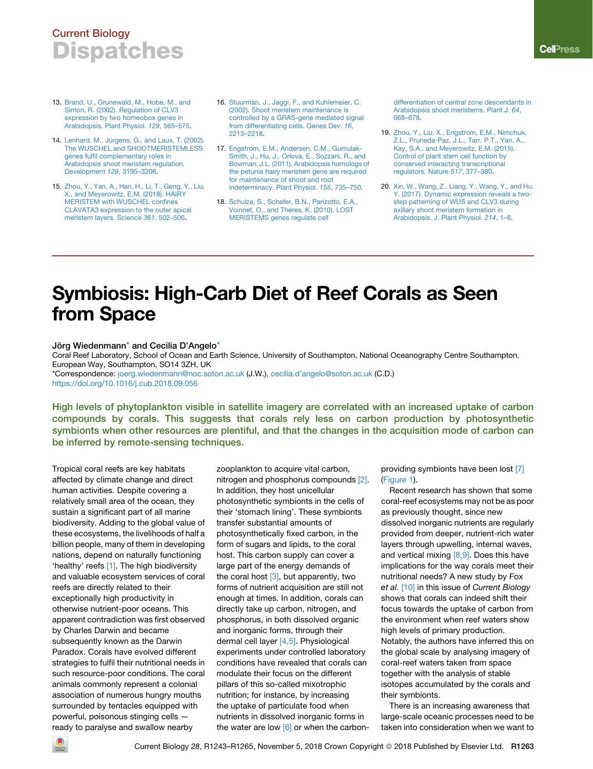13. Brand, U., Grunewald, M., Hobe, M., and Simon, R. (2002). Regulation of CLV3 expression by two homeobox genes in Arabidopsis. Plant Physiol. *129*, 565–575.

14. Lenhard, M., Jürgens, G., and Laux, T. (2002). The WUSCHEL and SHOOTMERISTEMLESS genes fulfil complementary roles in Arabidopsis shoot meristem regulation. Development *129*, 3195–3206.

15. Zhou, Y., Yan, A., Han, H., Li, T., Geng, Y., Liu, X., and Meyerowitz, E.M. (2018). HAIRY MERISTEM with WUSCHEL confines CLAVATA3 expression to the outer apical meristem layers. Science *361*, 502–506.

16. Stuurman, J., Jaggi, F., and Kuhlemeier, C. (2002). Shoot meristem maintenance is controlled by a GRAS-gene mediated signal from differentiating cells. Genes Dev. *16*, 2213–2218.

17. Engstrom, E.M., Andersen, C.M., Gumulak-Smith, J., Hu, J., Orlova, E., Sozzani, R., and Bowman, J.L. (2011). Arabidopsis homologs of the petunia hairy meristem gene are required for maintenance of shoot and root indeterminacy. Plant Physiol. *155*, 735–750.

18. Schulze, S., Schafer, B.N., Parizotto, E.A., Voinnet, O., and Theres, K. (2010). LOST MERISTEMS genes regulate cell differentiation of central zone descendants in Arabidopsis shoot meristems. Plant J. *64*, 668–678.

19. Zhou, Y., Liu, X., Engstrom, E.M., Nimchuk, Z.L., Pruneda-Paz, J.L., Tarr, P.T., Yan, A., Kay, S.A., and Meyerowitz, E.M. (2015). Control of plant stem cell function by conserved interacting transcriptional regulators. Nature *517*, 377–380.

20. Xin, W., Wang, Z., Liang, Y., Wang, Y., and Hu, Y. (2017). Dynamic expression reveals a two-step patterning of WUS and CLV3 during axillary shoot meristem formation in Arabidopsis. J. Plant Physiol. *214*, 1–6.

# Symbiosis: High-Carb Diet of Reef Corals as Seen from Space

**Jörg Wiedenmann\* and Cecilia D'Angelo\***

Coral Reef Laboratory, School of Ocean and Earth Science, University of Southampton, National Oceanography Centre Southampton. European Way, Southampton, SO14 3ZH, UK

\*Correspondence: joerg.wiedenmann@noc.soton.ac.uk (J.W.), cecilia.d'angelo@soton.ac.uk (C.D.)

https://doi.org/10.1016/j.cub.2018.09.056

**High levels of phytoplankton visible in satellite imagery are correlated with an increased uptake of carbon compounds by corals. This suggests that corals rely less on carbon production by photosynthetic symbionts when other resources are plentiful, and that the changes in the acquisition mode of carbon can be inferred by remote-sensing techniques.**

Tropical coral reefs are key habitats affected by climate change and direct human activities. Despite covering a relatively small area of the ocean, they sustain a significant part of all marine biodiversity. Adding to the global value of these ecosystems, the livelihoods of half a billion people, many of them in developing nations, depend on naturally functioning 'healthy' reefs [1]. The high biodiversity and valuable ecosystem services of coral reefs are directly related to their exceptionally high productivity in otherwise nutrient-poor oceans. This apparent contradiction was first observed by Charles Darwin and became subsequently known as the Darwin Paradox. Corals have evolved different strategies to fulfil their nutritional needs in such resource-poor conditions. The coral animals commonly represent a colonial association of numerous hungry mouths surrounded by tentacles equipped with powerful, poisonous stinging cells — ready to paralyse and swallow nearby zooplankton to acquire vital carbon, nitrogen and phosphorus compounds [2]. In addition, they host unicellular photosynthetic symbionts in the cells of their 'stomach lining'. These symbionts transfer substantial amounts of photosynthetically fixed carbon, in the form of sugars and lipids, to the coral host. This carbon supply can cover a large part of the energy demands of the coral host [3], but apparently, two forms of nutrient acquisition are still not enough at times. In addition, corals can directly take up carbon, nitrogen, and phosphorus, in both dissolved organic and inorganic forms, through their dermal cell layer [4,5]. Physiological experiments under controlled laboratory conditions have revealed that corals can modulate their focus on the different pillars of this so-called mixotrophic nutrition; for instance, by increasing the uptake of particulate food when nutrients in dissolved inorganic forms in the water are low [6] or when the carbon-providing symbionts have been lost [7] (Figure 1).

Recent research has shown that some coral-reef ecosystems may not be as poor as previously thought, since new dissolved inorganic nutrients are regularly provided from deeper, nutrient-rich water layers through upwelling, internal waves, and vertical mixing [8,9]. Does this have implications for the way corals meet their nutritional needs? A new study by Fox *et al.* [10] in this issue of *Current Biology* shows that corals can indeed shift their focus towards the uptake of carbon from the environment when reef waters show high levels of primary production. Notably, the authors have inferred this on the global scale by analysing imagery of coral-reef waters taken from space together with the analysis of stable isotopes accumulated by the corals and their symbionts.

There is an increasing awareness that large-scale oceanic processes need to be taken into consideration when we want to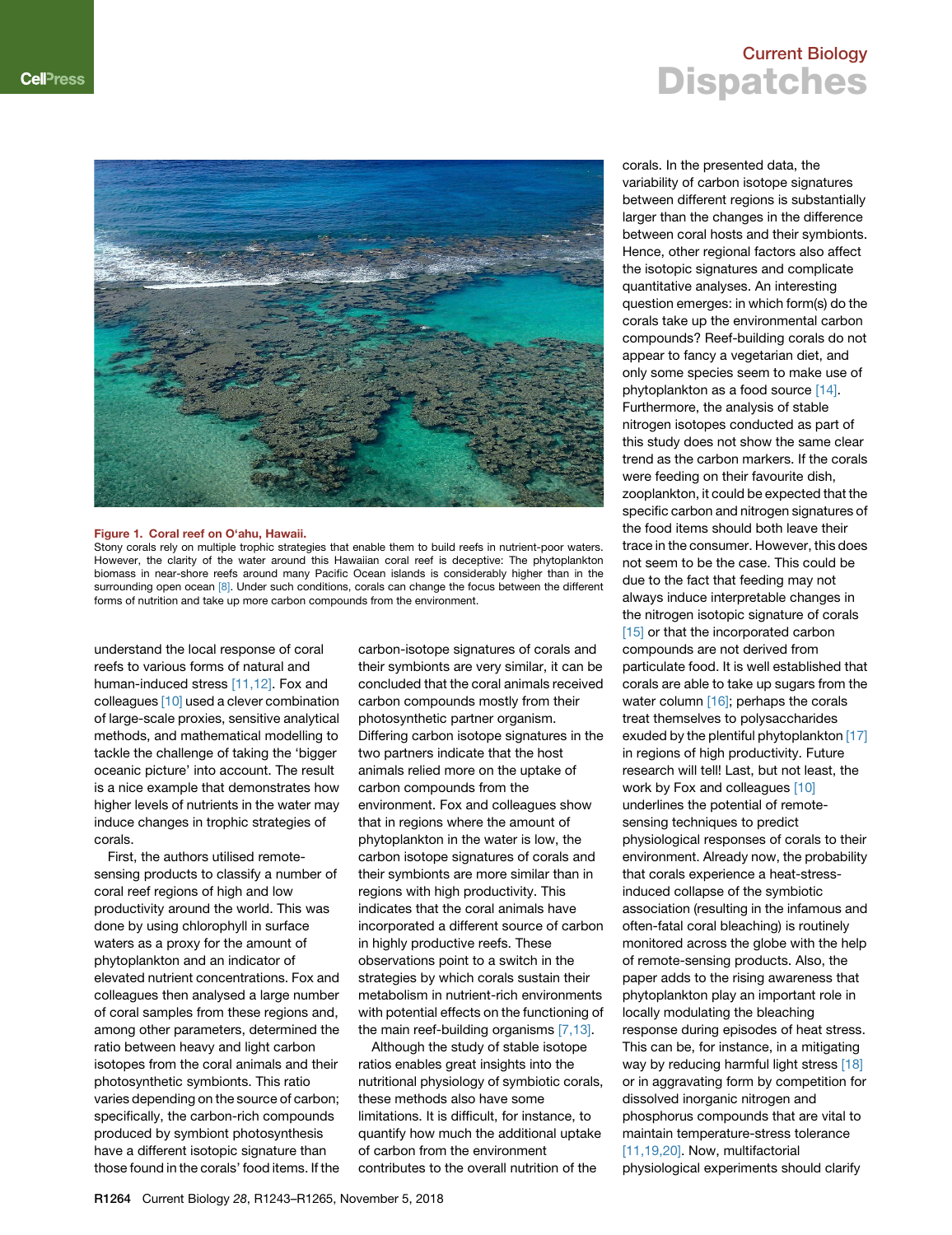**Figure 1. Coral reef on O'ahu, Hawaii.**

Stony corals rely on multiple trophic strategies that enable them to build reefs in nutrient-poor waters. However, the clarity of the water around this Hawaiian coral reef is deceptive: The phytoplankton biomass in near-shore reefs around many Pacific Ocean islands is considerably higher than in the surrounding open ocean [8]. Under such conditions, corals can change the focus between the different forms of nutrition and take up more carbon compounds from the environment.

understand the local response of coral reefs to various forms of natural and human-induced stress [11,12]. Fox and colleagues [10] used a clever combination of large-scale proxies, sensitive analytical methods, and mathematical modelling to tackle the challenge of taking the 'bigger oceanic picture' into account. The result is a nice example that demonstrates how higher levels of nutrients in the water may induce changes in trophic strategies of corals.

First, the authors utilised remote-sensing products to classify a number of coral reef regions of high and low productivity around the world. This was done by using chlorophyll in surface waters as a proxy for the amount of phytoplankton and an indicator of elevated nutrient concentrations. Fox and colleagues then analysed a large number of coral samples from these regions and, among other parameters, determined the ratio between heavy and light carbon isotopes from the coral animals and their photosynthetic symbionts. This ratio varies depending on the source of carbon; specifically, the carbon-rich compounds produced by symbiont photosynthesis have a different isotopic signature than those found in the corals' food items. If the carbon-isotope signatures of corals and their symbionts are very similar, it can be concluded that the coral animals received carbon compounds mostly from their photosynthetic partner organism. Differing carbon isotope signatures in the two partners indicate that the host animals relied more on the uptake of carbon compounds from the environment. Fox and colleagues show that in regions where the amount of phytoplankton in the water is low, the carbon isotope signatures of corals and their symbionts are more similar than in regions with high productivity. This indicates that the coral animals have incorporated a different source of carbon in highly productive reefs. These observations point to a switch in the strategies by which corals sustain their metabolism in nutrient-rich environments with potential effects on the functioning of the main reef-building organisms [7,13].

Although the study of stable isotope ratios enables great insights into the nutritional physiology of symbiotic corals, these methods also have some limitations. It is difficult, for instance, to quantify how much the additional uptake of carbon from the environment contributes to the overall nutrition of the corals. In the presented data, the variability of carbon isotope signatures between different regions is substantially larger than the changes in the difference between coral hosts and their symbionts. Hence, other regional factors also affect the isotopic signatures and complicate quantitative analyses. An interesting question emerges: in which form(s) do the corals take up the environmental carbon compounds? Reef-building corals do not appear to fancy a vegetarian diet, and only some species seem to make use of phytoplankton as a food source [14]. Furthermore, the analysis of stable nitrogen isotopes conducted as part of this study does not show the same clear trend as the carbon markers. If the corals were feeding on their favourite dish, zooplankton, it could be expected that the specific carbon and nitrogen signatures of the food items should both leave their trace in the consumer. However, this does not seem to be the case. This could be due to the fact that feeding may not always induce interpretable changes in the nitrogen isotopic signature of corals [15] or that the incorporated carbon compounds are not derived from particulate food. It is well established that corals are able to take up sugars from the water column [16]; perhaps the corals treat themselves to polysaccharides exuded by the plentiful phytoplankton [17] in regions of high productivity. Future research will tell! Last, but not least, the work by Fox and colleagues [10] underlines the potential of remote-sensing techniques to predict physiological responses of corals to their environment. Already now, the probability that corals experience a heat-stress-induced collapse of the symbiotic association (resulting in the infamous and often-fatal coral bleaching) is routinely monitored across the globe with the help of remote-sensing products. Also, the paper adds to the rising awareness that phytoplankton play an important role in locally modulating the bleaching response during episodes of heat stress. This can be, for instance, in a mitigating way by reducing harmful light stress [18] or in aggravating form by competition for dissolved inorganic nitrogen and phosphorus compounds that are vital to maintain temperature-stress tolerance [11,19,20]. Now, multifactorial physiological experiments should clarify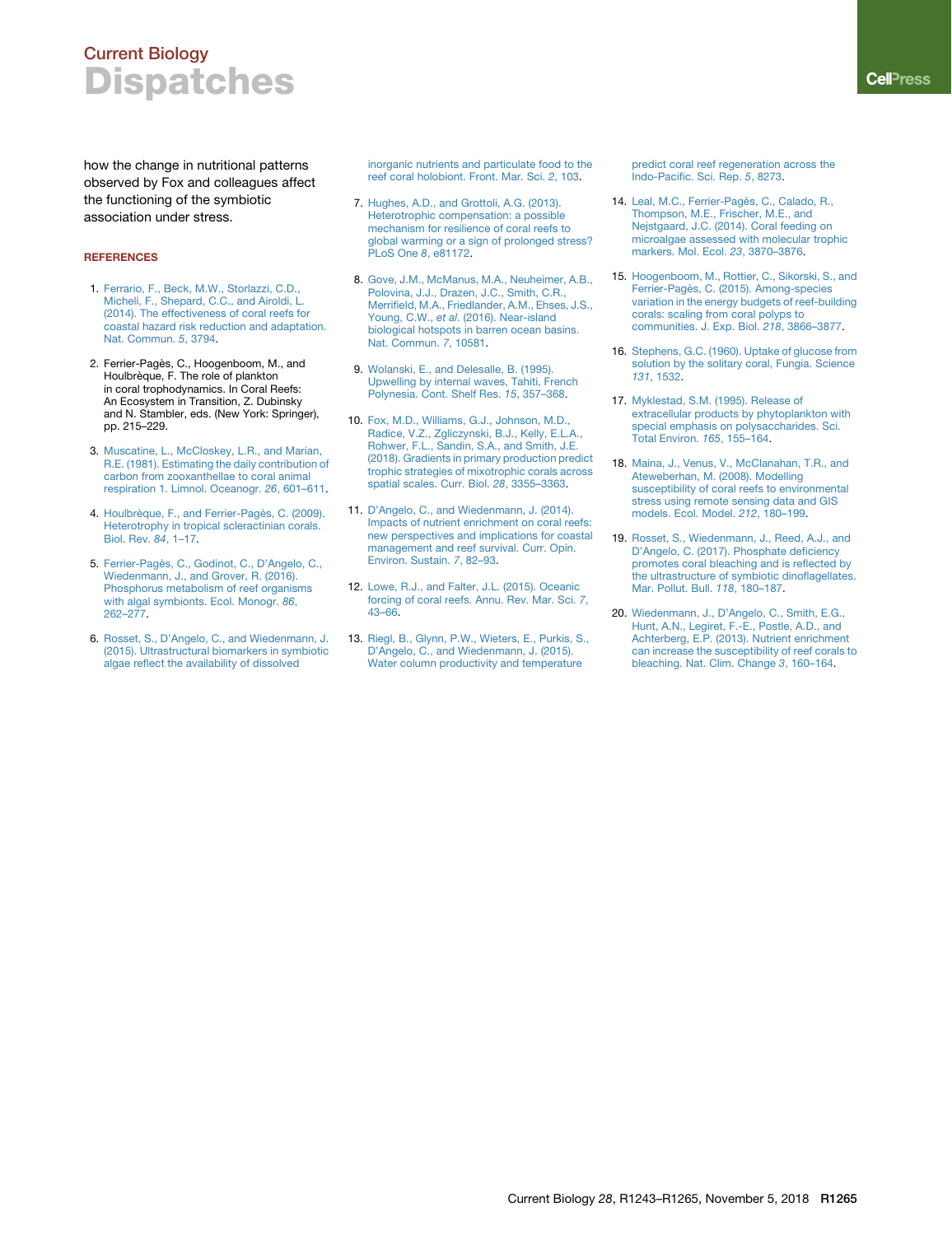how the change in nutritional patterns observed by Fox and colleagues affect the functioning of the symbiotic association under stress.

## REFERENCES

1. Ferrario, F., Beck, M.W., Storlazzi, C.D., Micheli, F., Shepard, C.C., and Airoldi, L. (2014). The effectiveness of coral reefs for coastal hazard risk reduction and adaptation. Nat. Commun. *5*, 3794.

2. Ferrier-Pagès, C., Hoogenboom, M., and Houlbrèque, F. The role of plankton in coral trophodynamics. In Coral Reefs: An Ecosystem in Transition, Z. Dubinsky and N. Stambler, eds. (New York: Springer), pp. 215–229.

3. Muscatine, L., McCloskey, L.R., and Marian, R.E. (1981). Estimating the daily contribution of carbon from zooxanthellae to coral animal respiration 1. Limnol. Oceanogr. *26*, 601–611.

4. Houlbrèque, F., and Ferrier-Pagès, C. (2009). Heterotrophy in tropical scleractinian corals. Biol. Rev. *84*, 1–17.

5. Ferrier-Pagès, C., Godinot, C., D'Angelo, C., Wiedenmann, J., and Grover, R. (2016). Phosphorus metabolism of reef organisms with algal symbionts. Ecol. Monogr. *86*, 262–277.

6. Rosset, S., D'Angelo, C., and Wiedenmann, J. (2015). Ultrastructural biomarkers in symbiotic algae reflect the availability of dissolved inorganic nutrients and particulate food to the reef coral holobiont. Front. Mar. Sci. *2*, 103.

7. Hughes, A.D., and Grottoli, A.G. (2013). Heterotrophic compensation: a possible mechanism for resilience of coral reefs to global warming or a sign of prolonged stress? PLoS One *8*, e81172.

8. Gove, J.M., McManus, M.A., Neuheimer, A.B., Polovina, J.J., Drazen, J.C., Smith, C.R., Merrifield, M.A., Friedlander, A.M., Ehses, J.S., Young, C.W., *et al*. (2016). Near-island biological hotspots in barren ocean basins. Nat. Commun. *7*, 10581.

9. Wolanski, E., and Delesalle, B. (1995). Upwelling by internal waves, Tahiti, French Polynesia. Cont. Shelf Res. *15*, 357–368.

10. Fox, M.D., Williams, G.J., Johnson, M.D., Radice, V.Z., Zgliczynski, B.J., Kelly, E.L.A., Rohwer, F.L., Sandin, S.A., and Smith, J.E. (2018). Gradients in primary production predict trophic strategies of mixotrophic corals across spatial scales. Curr. Biol. *28*, 3355–3363.

11. D'Angelo, C., and Wiedenmann, J. (2014). Impacts of nutrient enrichment on coral reefs: new perspectives and implications for coastal management and reef survival. Curr. Opin. Environ. Sustain. *7*, 82–93.

12. Lowe, R.J., and Falter, J.L. (2015). Oceanic forcing of coral reefs. Annu. Rev. Mar. Sci. *7*, 43–66.

13. Riegl, B., Glynn, P.W., Wieters, E., Purkis, S., D'Angelo, C., and Wiedenmann, J. (2015). Water column productivity and temperature predict coral reef regeneration across the Indo-Pacific. Sci. Rep. *5*, 8273.

14. Leal, M.C., Ferrier-Pagès, C., Calado, R., Thompson, M.E., Frischer, M.E., and Nejstgaard, J.C. (2014). Coral feeding on microalgae assessed with molecular trophic markers. Mol. Ecol. *23*, 3870–3876.

15. Hoogenboom, M., Rottier, C., Sikorski, S., and Ferrier-Pagès, C. (2015). Among-species variation in the energy budgets of reef-building corals: scaling from coral polyps to communities. J. Exp. Biol. *218*, 3866–3877.

16. Stephens, G.C. (1960). Uptake of glucose from solution by the solitary coral, Fungia. Science *131*, 1532.

17. Myklestad, S.M. (1995). Release of extracellular products by phytoplankton with special emphasis on polysaccharides. Sci. Total Environ. *165*, 155–164.

18. Maina, J., Venus, V., McClanahan, T.R., and Ateweberhan, M. (2008). Modelling susceptibility of coral reefs to environmental stress using remote sensing data and GIS models. Ecol. Model. *212*, 180–199.

19. Rosset, S., Wiedenmann, J., Reed, A.J., and D'Angelo, C. (2017). Phosphate deficiency promotes coral bleaching and is reflected by the ultrastructure of symbiotic dinoflagellates. Mar. Pollut. Bull. *118*, 180–187.

20. Wiedenmann, J., D'Angelo, C., Smith, E.G., Hunt, A.N., Legiret, F.-E., Postle, A.D., and Achterberg, E.P. (2013). Nutrient enrichment can increase the susceptibility of reef corals to bleaching. Nat. Clim. Change *3*, 160–164.